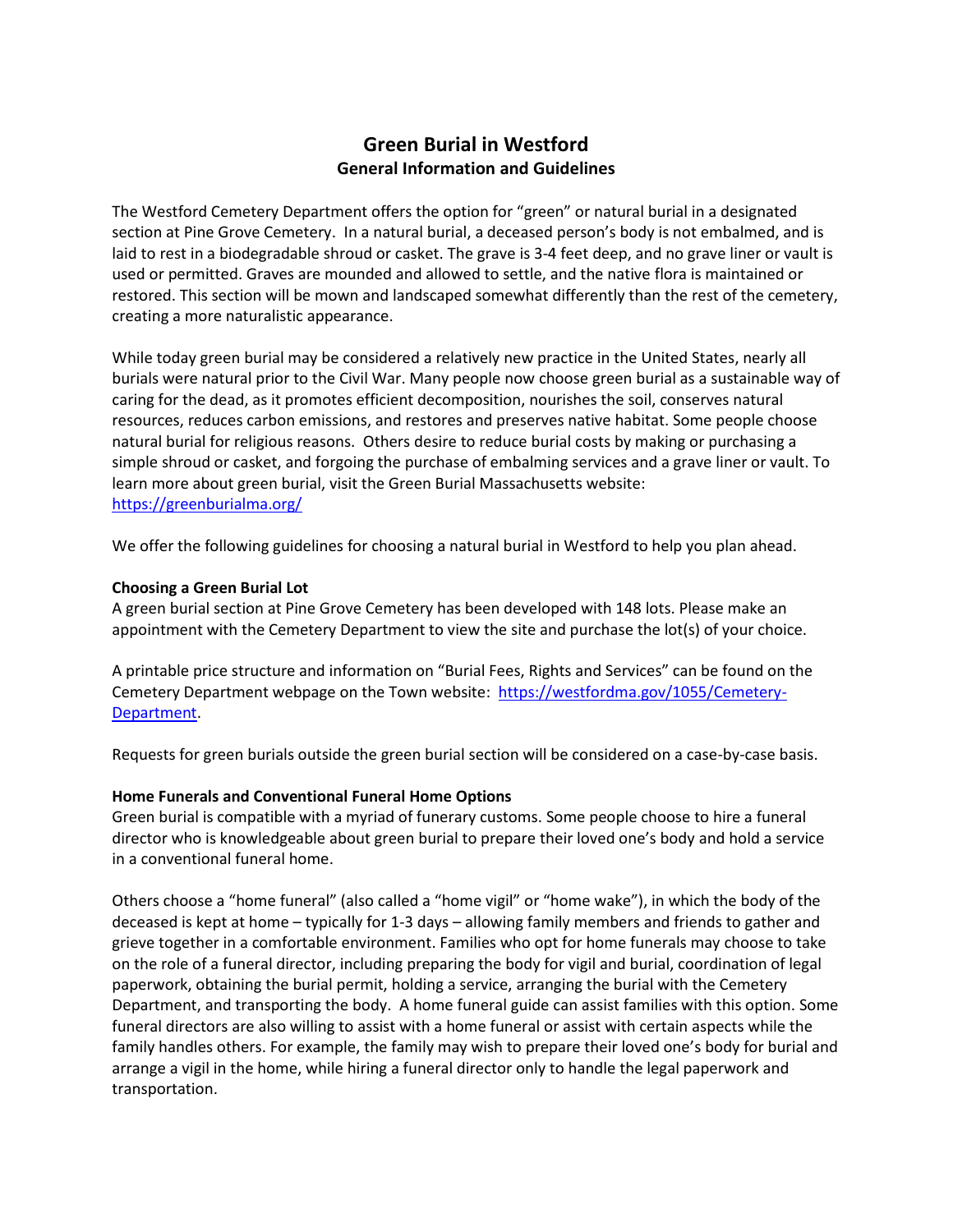# Green Burial in Westford

## General Information and Guidelines

The Westford Cemetery Department offers the option for "green" or natural burial in a designated section at Pine Grove Cemetery. In a natural burial, a deceased person's body is not embalmed, and is laid to rest in a biodegradable shroud or casket. The grave is 3-4 feet deep, and no grave liner or vault is used or permitted. Graves are mounded and allowed to settle, and the native flora is maintained or restored. This section will be mown and landscaped somewhat differently than the rest of the cemetery, creating a more naturalistic appearance.

While today green burial may be considered a relatively new practice in the United States, nearly all burials were natural prior to the Civil War. Many people now choose green burial as a sustainable way of caring for the dead, as it promotes efficient decomposition, nourishes the soil, conserves natural resources, reduces carbon emissions, and restores and preserves native habitat. Some people choose natural burial for religious reasons. Others desire to reduce burial costs by making or purchasing a simple shroud or casket, and forgoing the purchase of embalming services and a grave liner or vault. To learn more about green burial, visit the Green Burial Massachusetts website: [https://greenburialma.org/](https://greenburialma.org/)

We offer the following guidelines for choosing a natural burial in Westford to help you plan ahead.

**Choosing a Green Burial Lot**

A green burial section at Pine Grove Cemetery has been developed with 148 lots. Please make an appointment with the Cemetery Department to view the site and purchase the lot(s) of your choice.

A printable price structure and information on "Burial Fees, Rights and Services" can be found on the Cemetery Department webpage on the Town website: [https://westfordma.gov/1055/Cemetery-Department](https://westfordma.gov/1055/Cemetery-Department).

Requests for green burials outside the green burial section will be considered on a case-by-case basis.

**Home Funerals and Conventional Funeral Home Options**

Green burial is compatible with a myriad of funerary customs. Some people choose to hire a funeral director who is knowledgeable about green burial to prepare their loved one's body and hold a service in a conventional funeral home.

Others choose a "home funeral" (also called a "home vigil" or "home wake"), in which the body of the deceased is kept at home – typically for 1-3 days – allowing family members and friends to gather and grieve together in a comfortable environment. Families who opt for home funerals may choose to take on the role of a funeral director, including preparing the body for vigil and burial, coordination of legal paperwork, obtaining the burial permit, holding a service, arranging the burial with the Cemetery Department, and transporting the body. A home funeral guide can assist families with this option. Some funeral directors are also willing to assist with a home funeral or assist with certain aspects while the family handles others. For example, the family may wish to prepare their loved one's body for burial and arrange a vigil in the home, while hiring a funeral director only to handle the legal paperwork and transportation.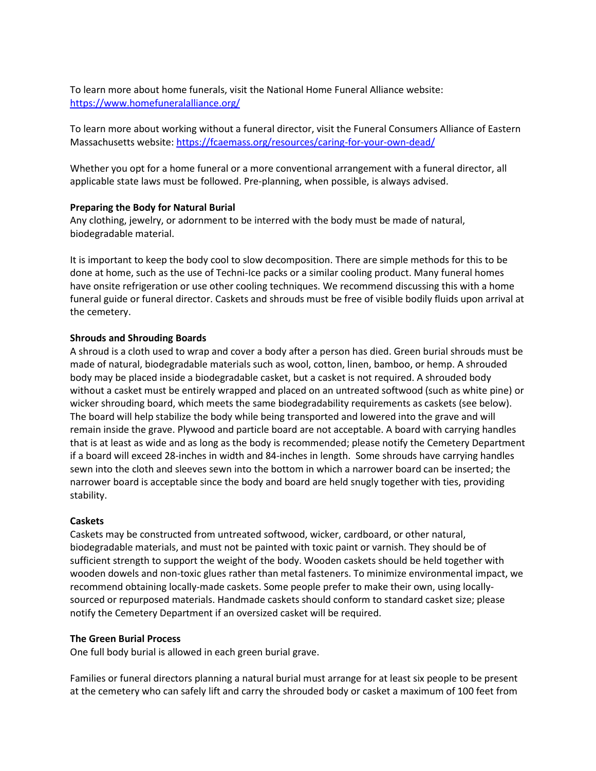To learn more about home funerals, visit the National Home Funeral Alliance website: [https://www.homefuneralalliance.org/](https://www.homefuneralalliance.org/)

To learn more about working without a funeral director, visit the Funeral Consumers Alliance of Eastern Massachusetts website: [https://fcaemass.org/resources/caring-for-your-own-dead/](https://fcaemass.org/resources/caring-for-your-own-dead/)

Whether you opt for a home funeral or a more conventional arrangement with a funeral director, all applicable state laws must be followed. Pre-planning, when possible, is always advised.

**Preparing the Body for Natural Burial**

Any clothing, jewelry, or adornment to be interred with the body must be made of natural, biodegradable material.

It is important to keep the body cool to slow decomposition. There are simple methods for this to be done at home, such as the use of Techni-Ice packs or a similar cooling product. Many funeral homes have onsite refrigeration or use other cooling techniques. We recommend discussing this with a home funeral guide or funeral director. Caskets and shrouds must be free of visible bodily fluids upon arrival at the cemetery.

**Shrouds and Shrouding Boards**

A shroud is a cloth used to wrap and cover a body after a person has died. Green burial shrouds must be made of natural, biodegradable materials such as wool, cotton, linen, bamboo, or hemp. A shrouded body may be placed inside a biodegradable casket, but a casket is not required. A shrouded body without a casket must be entirely wrapped and placed on an untreated softwood (such as white pine) or wicker shrouding board, which meets the same biodegradability requirements as caskets (see below). The board will help stabilize the body while being transported and lowered into the grave and will remain inside the grave. Plywood and particle board are not acceptable. A board with carrying handles that is at least as wide and as long as the body is recommended; please notify the Cemetery Department if a board will exceed 28-inches in width and 84-inches in length. Some shrouds have carrying handles sewn into the cloth and sleeves sewn into the bottom in which a narrower board can be inserted; the narrower board is acceptable since the body and board are held snugly together with ties, providing stability.

**Caskets**

Caskets may be constructed from untreated softwood, wicker, cardboard, or other natural, biodegradable materials, and must not be painted with toxic paint or varnish. They should be of sufficient strength to support the weight of the body. Wooden caskets should be held together with wooden dowels and non-toxic glues rather than metal fasteners. To minimize environmental impact, we recommend obtaining locally-made caskets. Some people prefer to make their own, using locally-sourced or repurposed materials. Handmade caskets should conform to standard casket size; please notify the Cemetery Department if an oversized casket will be required.

**The Green Burial Process**

One full body burial is allowed in each green burial grave.

Families or funeral directors planning a natural burial must arrange for at least six people to be present at the cemetery who can safely lift and carry the shrouded body or casket a maximum of 100 feet from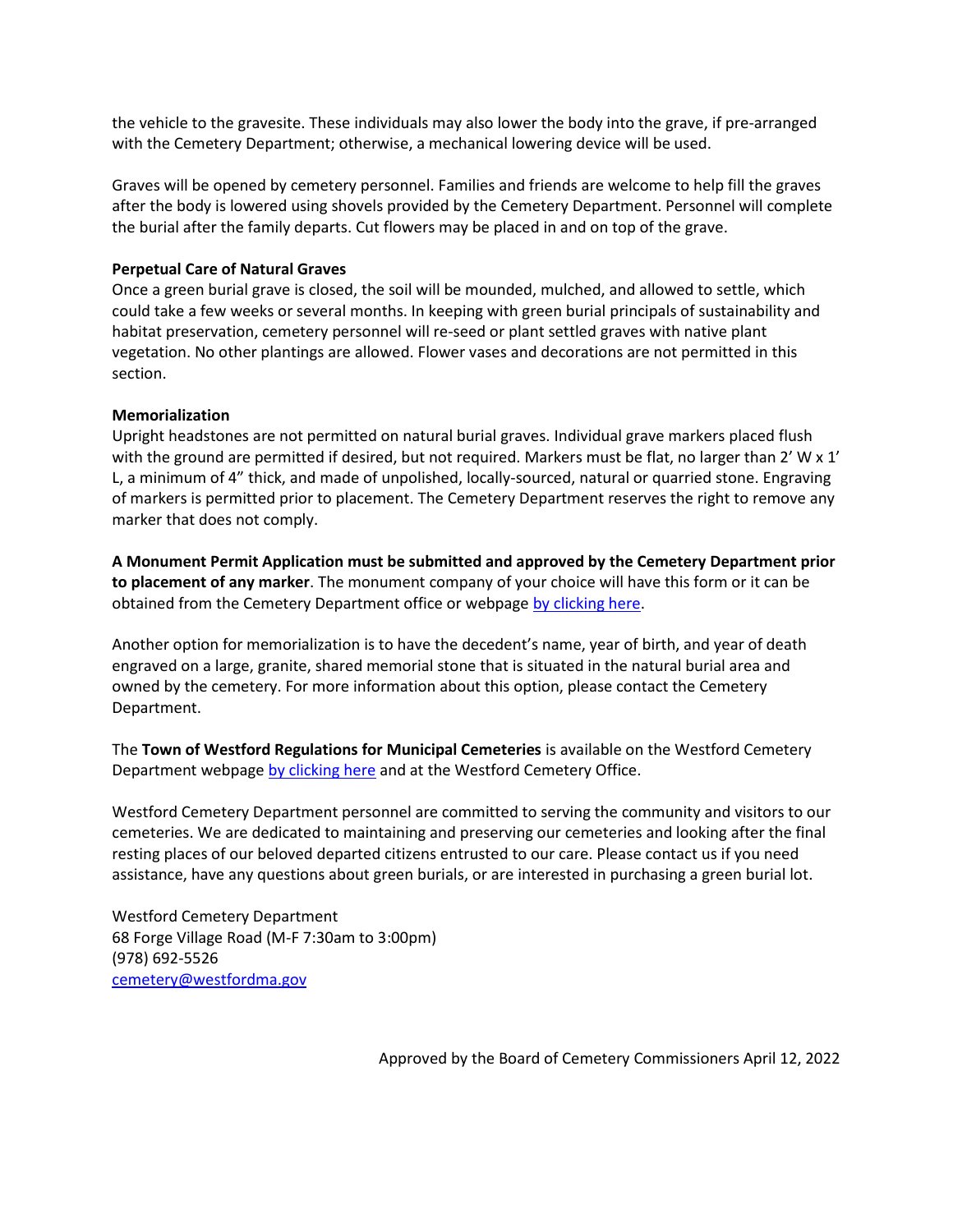the vehicle to the gravesite. These individuals may also lower the body into the grave, if pre-arranged with the Cemetery Department; otherwise, a mechanical lowering device will be used.

Graves will be opened by cemetery personnel. Families and friends are welcome to help fill the graves after the body is lowered using shovels provided by the Cemetery Department. Personnel will complete the burial after the family departs. Cut flowers may be placed in and on top of the grave.

**Perpetual Care of Natural Graves**

Once a green burial grave is closed, the soil will be mounded, mulched, and allowed to settle, which could take a few weeks or several months. In keeping with green burial principals of sustainability and habitat preservation, cemetery personnel will re-seed or plant settled graves with native plant vegetation. No other plantings are allowed. Flower vases and decorations are not permitted in this section.

**Memorialization**

Upright headstones are not permitted on natural burial graves. Individual grave markers placed flush with the ground are permitted if desired, but not required. Markers must be flat, no larger than 2' W x 1' L, a minimum of 4" thick, and made of unpolished, locally-sourced, natural or quarried stone. Engraving of markers is permitted prior to placement. The Cemetery Department reserves the right to remove any marker that does not comply.

**A Monument Permit Application must be submitted and approved by the Cemetery Department prior to placement of any marker**. The monument company of your choice will have this form or it can be obtained from the Cemetery Department office or webpage by clicking here.

Another option for memorialization is to have the decedent's name, year of birth, and year of death engraved on a large, granite, shared memorial stone that is situated in the natural burial area and owned by the cemetery. For more information about this option, please contact the Cemetery Department.

The **Town of Westford Regulations for Municipal Cemeteries** is available on the Westford Cemetery Department webpage by clicking here and at the Westford Cemetery Office.

Westford Cemetery Department personnel are committed to serving the community and visitors to our cemeteries. We are dedicated to maintaining and preserving our cemeteries and looking after the final resting places of our beloved departed citizens entrusted to our care. Please contact us if you need assistance, have any questions about green burials, or are interested in purchasing a green burial lot.

Westford Cemetery Department
68 Forge Village Road (M-F 7:30am to 3:00pm)
(978) 692-5526
cemetery@westfordma.gov

Approved by the Board of Cemetery Commissioners April 12, 2022